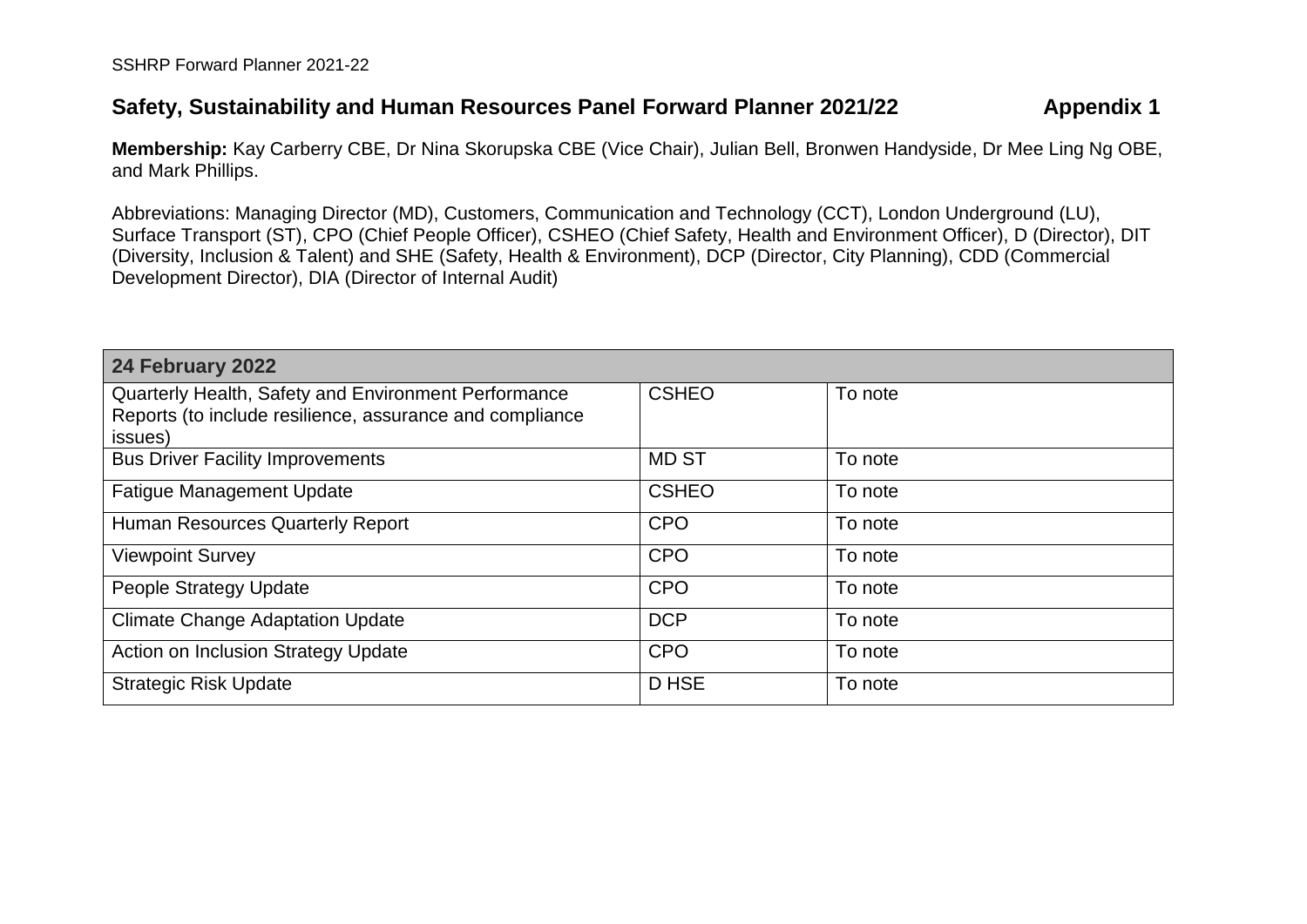## Safety, Sustainability and Human Resources Panel Forward Planner 2021/22 — Appendix 1

**Membership:** Kay Carberry CBE, Dr Nina Skorupska CBE (Vice Chair), Julian Bell, Bronwen Handyside, Dr Mee Ling Ng OBE, and Mark Phillips.

Abbreviations: Managing Director (MD), Customers, Communication and Technology (CCT), London Underground (LU), Surface Transport (ST), CPO (Chief People Officer), CSHEO (Chief Safety, Health and Environment Officer), D (Director), DIT (Diversity, Inclusion & Talent) and SHE (Safety, Health & Environment), DCP (Director, City Planning), CDD (Commercial Development Director), DIA (Director of Internal Audit)

| **24 February 2022** | | |
|---|---|---|
| Quarterly Health, Safety and Environment Performance Reports (to include resilience, assurance and compliance issues) | CSHEO | To note |
| Bus Driver Facility Improvements | MD ST | To note |
| Fatigue Management Update | CSHEO | To note |
| Human Resources Quarterly Report | CPO | To note |
| Viewpoint Survey | CPO | To note |
| People Strategy Update | CPO | To note |
| Climate Change Adaptation Update | DCP | To note |
| Action on Inclusion Strategy Update | CPO | To note |
| Strategic Risk Update | D HSE | To note |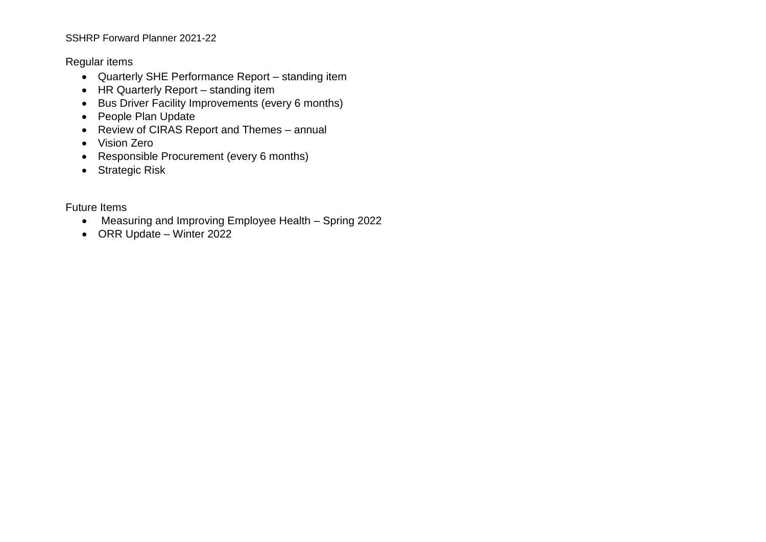SSHRP Forward Planner 2021-22

Regular items

- Quarterly SHE Performance Report – standing item
- HR Quarterly Report – standing item
- Bus Driver Facility Improvements (every 6 months)
- People Plan Update
- Review of CIRAS Report and Themes – annual
- Vision Zero
- Responsible Procurement (every 6 months)
- Strategic Risk

Future Items

- Measuring and Improving Employee Health – Spring 2022
- ORR Update – Winter 2022